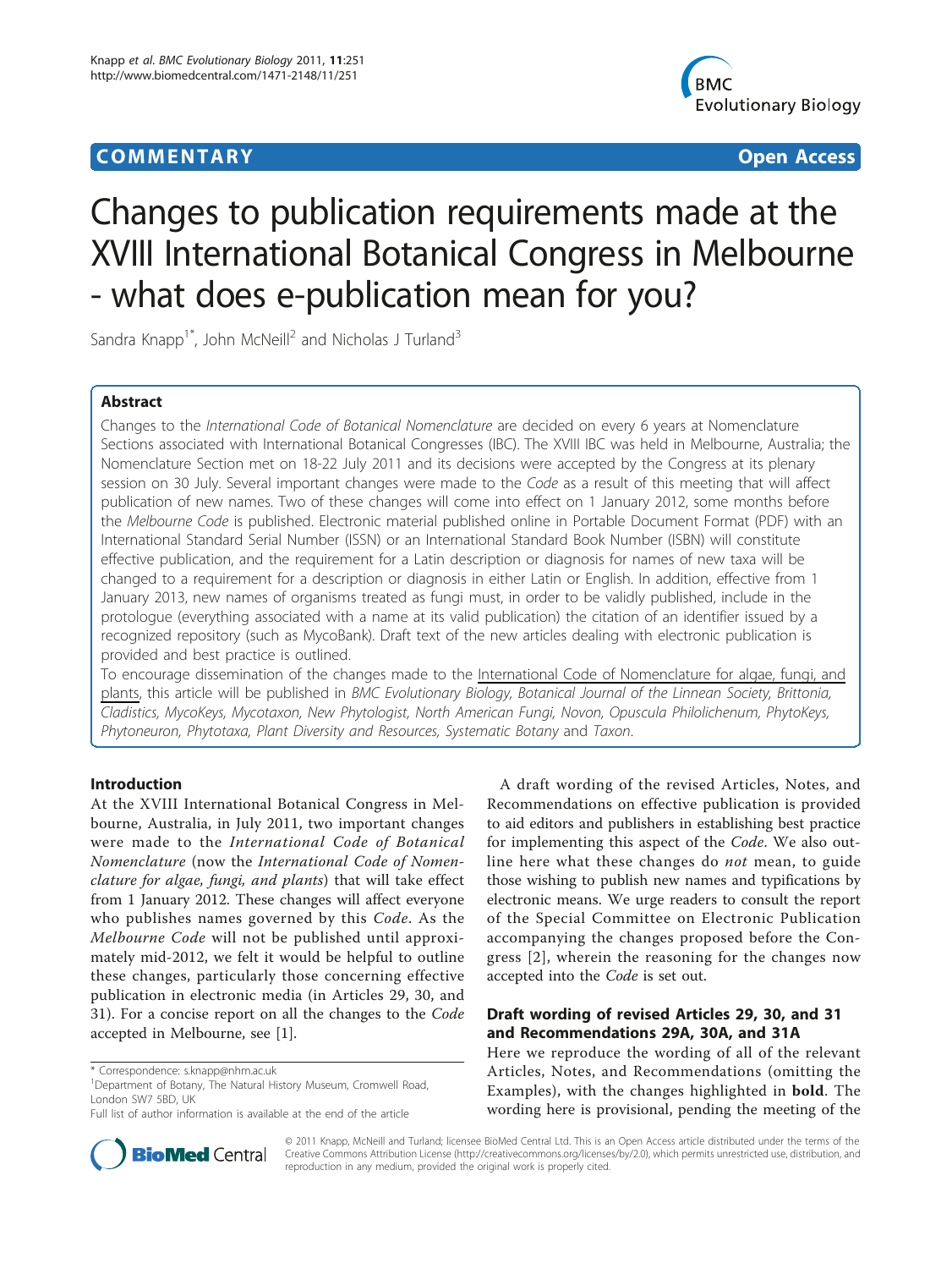**COMMENTARY** **Open Access**

# Changes to publication requirements made at the XVIII International Botanical Congress in Melbourne - what does e-publication mean for you?

Sandra Knapp[1*], John McNeill[2] and Nicholas J Turland[3]

## Abstract

Changes to the *International Code of Botanical Nomenclature* are decided on every 6 years at Nomenclature Sections associated with International Botanical Congresses (IBC). The XVIII IBC was held in Melbourne, Australia; the Nomenclature Section met on 18-22 July 2011 and its decisions were accepted by the Congress at its plenary session on 30 July. Several important changes were made to the *Code* as a result of this meeting that will affect publication of new names. Two of these changes will come into effect on 1 January 2012, some months before the *Melbourne Code* is published. Electronic material published online in Portable Document Format (PDF) with an International Standard Serial Number (ISSN) or an International Standard Book Number (ISBN) will constitute effective publication, and the requirement for a Latin description or diagnosis for names of new taxa will be changed to a requirement for a description or diagnosis in either Latin or English. In addition, effective from 1 January 2013, new names of organisms treated as fungi must, in order to be validly published, include in the protologue (everything associated with a name at its valid publication) the citation of an identifier issued by a recognized repository (such as MycoBank). Draft text of the new articles dealing with electronic publication is provided and best practice is outlined.

To encourage dissemination of the changes made to the International Code of Nomenclature for algae, fungi, and plants, this article will be published in *BMC Evolutionary Biology, Botanical Journal of the Linnean Society, Brittonia, Cladistics, MycoKeys, Mycotaxon, New Phytologist, North American Fungi, Novon, Opuscula Philolichenum, PhytoKeys, Phytoneuron, Phytotaxa, Plant Diversity and Resources, Systematic Botany* and *Taxon*.

## Introduction

At the XVIII International Botanical Congress in Melbourne, Australia, in July 2011, two important changes were made to the *International Code of Botanical Nomenclature* (now the *International Code of Nomenclature for algae, fungi, and plants*) that will take effect from 1 January 2012. These changes will affect everyone who publishes names governed by this *Code*. As the *Melbourne Code* will not be published until approximately mid-2012, we felt it would be helpful to outline these changes, particularly those concerning effective publication in electronic media (in Articles 29, 30, and 31). For a concise report on all the changes to the *Code* accepted in Melbourne, see [1].

A draft wording of the revised Articles, Notes, and Recommendations on effective publication is provided to aid editors and publishers in establishing best practice for implementing this aspect of the *Code*. We also outline here what these changes do *not* mean, to guide those wishing to publish new names and typifications by electronic means. We urge readers to consult the report of the Special Committee on Electronic Publication accompanying the changes proposed before the Congress [2], wherein the reasoning for the changes now accepted into the *Code* is set out.

## Draft wording of revised Articles 29, 30, and 31 and Recommendations 29A, 30A, and 31A

Here we reproduce the wording of all of the relevant Articles, Notes, and Recommendations (omitting the Examples), with the changes highlighted in **bold**. The wording here is provisional, pending the meeting of the

\* Correspondence: s.knapp@nhm.ac.uk
[1]Department of Botany, The Natural History Museum, Cromwell Road, London SW7 5BD, UK
Full list of author information is available at the end of the article

© 2011 Knapp, McNeill and Turland; licensee BioMed Central Ltd. This is an Open Access article distributed under the terms of the Creative Commons Attribution License (http://creativecommons.org/licenses/by/2.0), which permits unrestricted use, distribution, and reproduction in any medium, provided the original work is properly cited.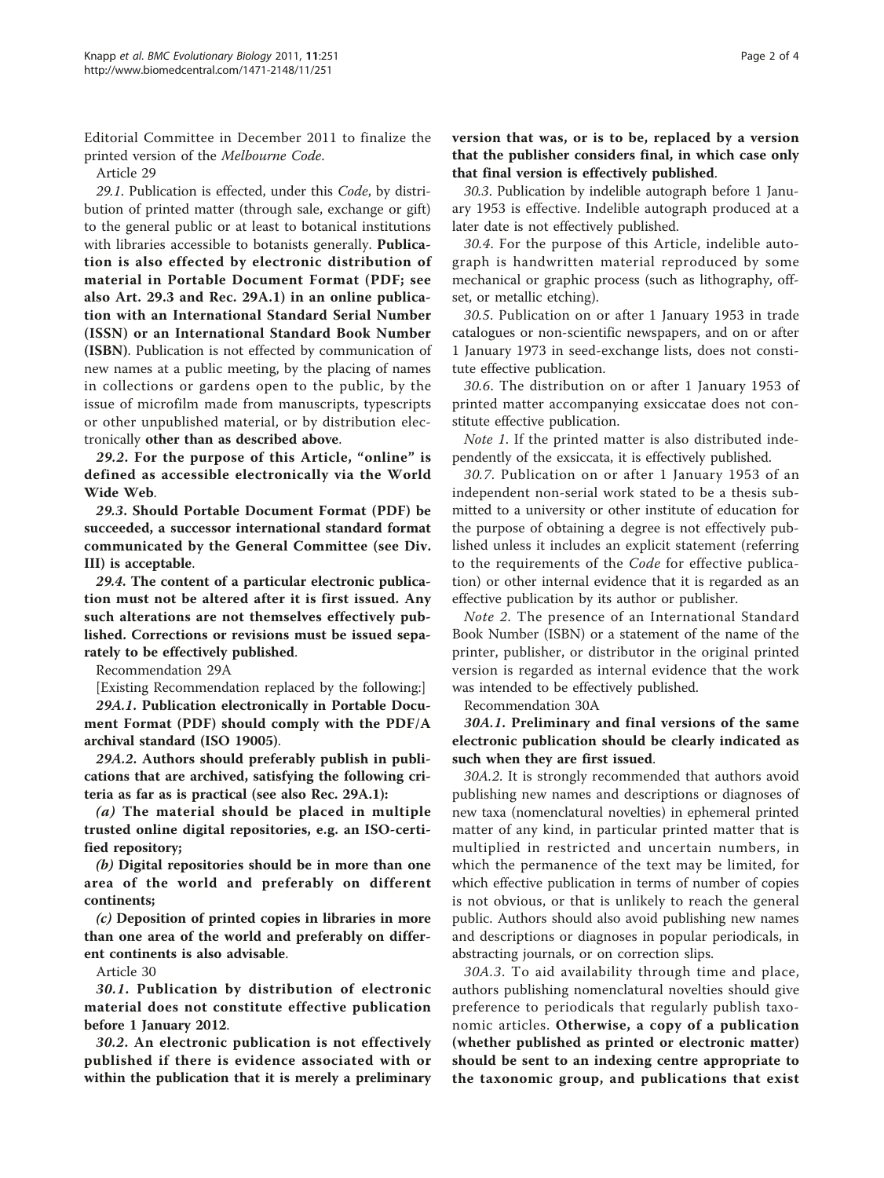Editorial Committee in December 2011 to finalize the printed version of the *Melbourne Code*.

Article 29

*29.1*. Publication is effected, under this *Code*, by distribution of printed matter (through sale, exchange or gift) to the general public or at least to botanical institutions with libraries accessible to botanists generally. **Publication is also effected by electronic distribution of material in Portable Document Format (PDF; see also Art. 29.3 and Rec. 29A.1) in an online publication with an International Standard Serial Number (ISSN) or an International Standard Book Number (ISBN)**. Publication is not effected by communication of new names at a public meeting, by the placing of names in collections or gardens open to the public, by the issue of microfilm made from manuscripts, typescripts or other unpublished material, or by distribution electronically **other than as described above**.

***29.2*. For the purpose of this Article, "online" is defined as accessible electronically via the World Wide Web**.

***29.3*. Should Portable Document Format (PDF) be succeeded, a successor international standard format communicated by the General Committee (see Div. III) is acceptable**.

***29.4*. The content of a particular electronic publication must not be altered after it is first issued. Any such alterations are not themselves effectively published. Corrections or revisions must be issued separately to be effectively published**.

Recommendation 29A

[Existing Recommendation replaced by the following:]

***29A.1*. Publication electronically in Portable Document Format (PDF) should comply with the PDF/A archival standard (ISO 19005)**.

***29A.2*. Authors should preferably publish in publications that are archived, satisfying the following criteria as far as is practical (see also Rec. 29A.1):**

***(a)* The material should be placed in multiple trusted online digital repositories, e.g. an ISO-certified repository;**

***(b)* Digital repositories should be in more than one area of the world and preferably on different continents;**

***(c)* Deposition of printed copies in libraries in more than one area of the world and preferably on different continents is also advisable**.

Article 30

***30.1*. Publication by distribution of electronic material does not constitute effective publication before 1 January 2012**.

***30.2*. An electronic publication is not effectively published if there is evidence associated with or within the publication that it is merely a preliminary version that was, or is to be, replaced by a version that the publisher considers final, in which case only that final version is effectively published**.

*30.3*. Publication by indelible autograph before 1 January 1953 is effective. Indelible autograph produced at a later date is not effectively published.

*30.4*. For the purpose of this Article, indelible autograph is handwritten material reproduced by some mechanical or graphic process (such as lithography, offset, or metallic etching).

*30.5*. Publication on or after 1 January 1953 in trade catalogues or non-scientific newspapers, and on or after 1 January 1973 in seed-exchange lists, does not constitute effective publication.

*30.6*. The distribution on or after 1 January 1953 of printed matter accompanying exsiccatae does not constitute effective publication.

*Note 1*. If the printed matter is also distributed independently of the exsiccata, it is effectively published.

*30.7*. Publication on or after 1 January 1953 of an independent non-serial work stated to be a thesis submitted to a university or other institute of education for the purpose of obtaining a degree is not effectively published unless it includes an explicit statement (referring to the requirements of the *Code* for effective publication) or other internal evidence that it is regarded as an effective publication by its author or publisher.

*Note 2*. The presence of an International Standard Book Number (ISBN) or a statement of the name of the printer, publisher, or distributor in the original printed version is regarded as internal evidence that the work was intended to be effectively published.

Recommendation 30A

***30A.1*. Preliminary and final versions of the same electronic publication should be clearly indicated as such when they are first issued**.

*30A.2*. It is strongly recommended that authors avoid publishing new names and descriptions or diagnoses of new taxa (nomenclatural novelties) in ephemeral printed matter of any kind, in particular printed matter that is multiplied in restricted and uncertain numbers, in which the permanence of the text may be limited, for which effective publication in terms of number of copies is not obvious, or that is unlikely to reach the general public. Authors should also avoid publishing new names and descriptions or diagnoses in popular periodicals, in abstracting journals, or on correction slips.

*30A.3*. To aid availability through time and place, authors publishing nomenclatural novelties should give preference to periodicals that regularly publish taxonomic articles. **Otherwise, a copy of a publication (whether published as printed or electronic matter) should be sent to an indexing centre appropriate to the taxonomic group, and publications that exist**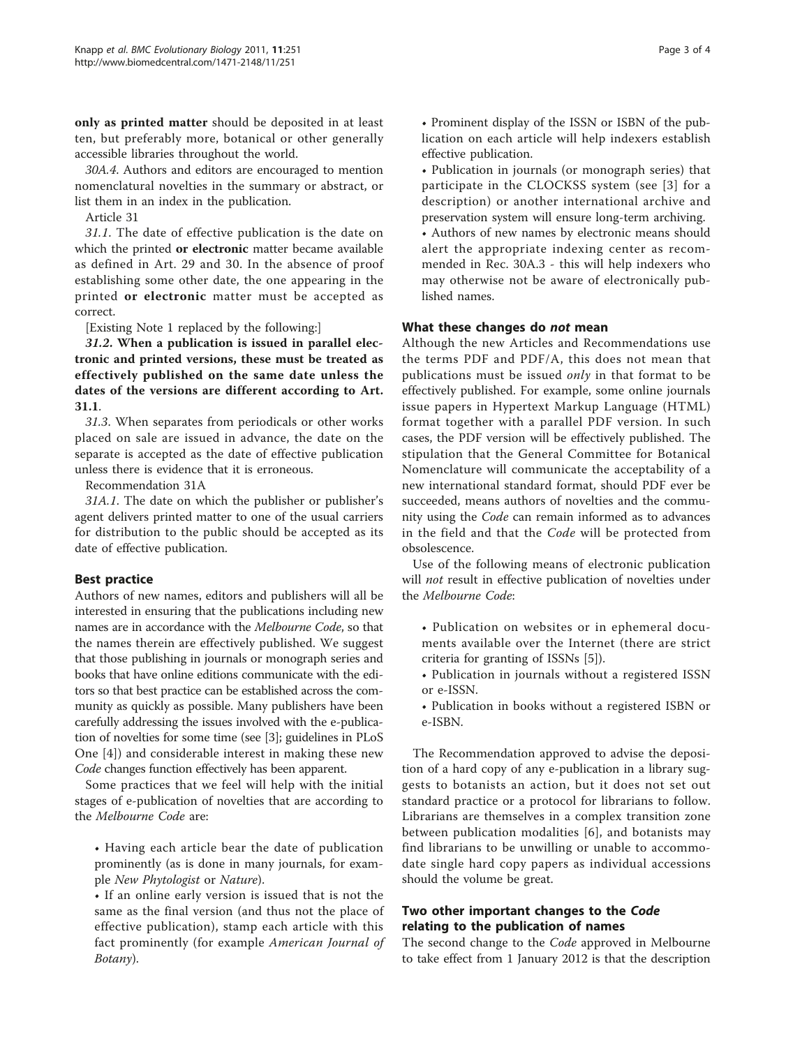**only as printed matter** should be deposited in at least ten, but preferably more, botanical or other generally accessible libraries throughout the world.

*30A.4*. Authors and editors are encouraged to mention nomenclatural novelties in the summary or abstract, or list them in an index in the publication.

Article 31

*31.1*. The date of effective publication is the date on which the printed **or electronic** matter became available as defined in Art. 29 and 30. In the absence of proof establishing some other date, the one appearing in the printed **or electronic** matter must be accepted as correct.

[Existing Note 1 replaced by the following:]

***31.2*. When a publication is issued in parallel electronic and printed versions, these must be treated as effectively published on the same date unless the dates of the versions are different according to Art. 31.1**.

*31.3*. When separates from periodicals or other works placed on sale are issued in advance, the date on the separate is accepted as the date of effective publication unless there is evidence that it is erroneous.

Recommendation 31A

*31A.1*. The date on which the publisher or publisher's agent delivers printed matter to one of the usual carriers for distribution to the public should be accepted as its date of effective publication.

## Best practice

Authors of new names, editors and publishers will all be interested in ensuring that the publications including new names are in accordance with the *Melbourne Code*, so that the names therein are effectively published. We suggest that those publishing in journals or monograph series and books that have online editions communicate with the editors so that best practice can be established across the community as quickly as possible. Many publishers have been carefully addressing the issues involved with the e-publication of novelties for some time (see [3]; guidelines in PLoS One [4]) and considerable interest in making these new *Code* changes function effectively has been apparent.

Some practices that we feel will help with the initial stages of e-publication of novelties that are according to the *Melbourne Code* are:

- Having each article bear the date of publication prominently (as is done in many journals, for example *New Phytologist* or *Nature*).
- If an online early version is issued that is not the same as the final version (and thus not the place of effective publication), stamp each article with this fact prominently (for example *American Journal of Botany*).
- Prominent display of the ISSN or ISBN of the publication on each article will help indexers establish effective publication.
- Publication in journals (or monograph series) that participate in the CLOCKSS system (see [3] for a description) or another international archive and preservation system will ensure long-term archiving.
- Authors of new names by electronic means should alert the appropriate indexing center as recommended in Rec. 30A.3 - this will help indexers who may otherwise not be aware of electronically published names.

## What these changes do *not* mean

Although the new Articles and Recommendations use the terms PDF and PDF/A, this does not mean that publications must be issued *only* in that format to be effectively published. For example, some online journals issue papers in Hypertext Markup Language (HTML) format together with a parallel PDF version. In such cases, the PDF version will be effectively published. The stipulation that the General Committee for Botanical Nomenclature will communicate the acceptability of a new international standard format, should PDF ever be succeeded, means authors of novelties and the community using the *Code* can remain informed as to advances in the field and that the *Code* will be protected from obsolescence.

Use of the following means of electronic publication will *not* result in effective publication of novelties under the *Melbourne Code*:

- Publication on websites or in ephemeral documents available over the Internet (there are strict criteria for granting of ISSNs [5]).
- Publication in journals without a registered ISSN or e-ISSN.
- Publication in books without a registered ISBN or e-ISBN.

The Recommendation approved to advise the deposition of a hard copy of any e-publication in a library suggests to botanists an action, but it does not set out standard practice or a protocol for librarians to follow. Librarians are themselves in a complex transition zone between publication modalities [6], and botanists may find librarians to be unwilling or unable to accommodate single hard copy papers as individual accessions should the volume be great.

## Two other important changes to the *Code* relating to the publication of names

The second change to the *Code* approved in Melbourne to take effect from 1 January 2012 is that the description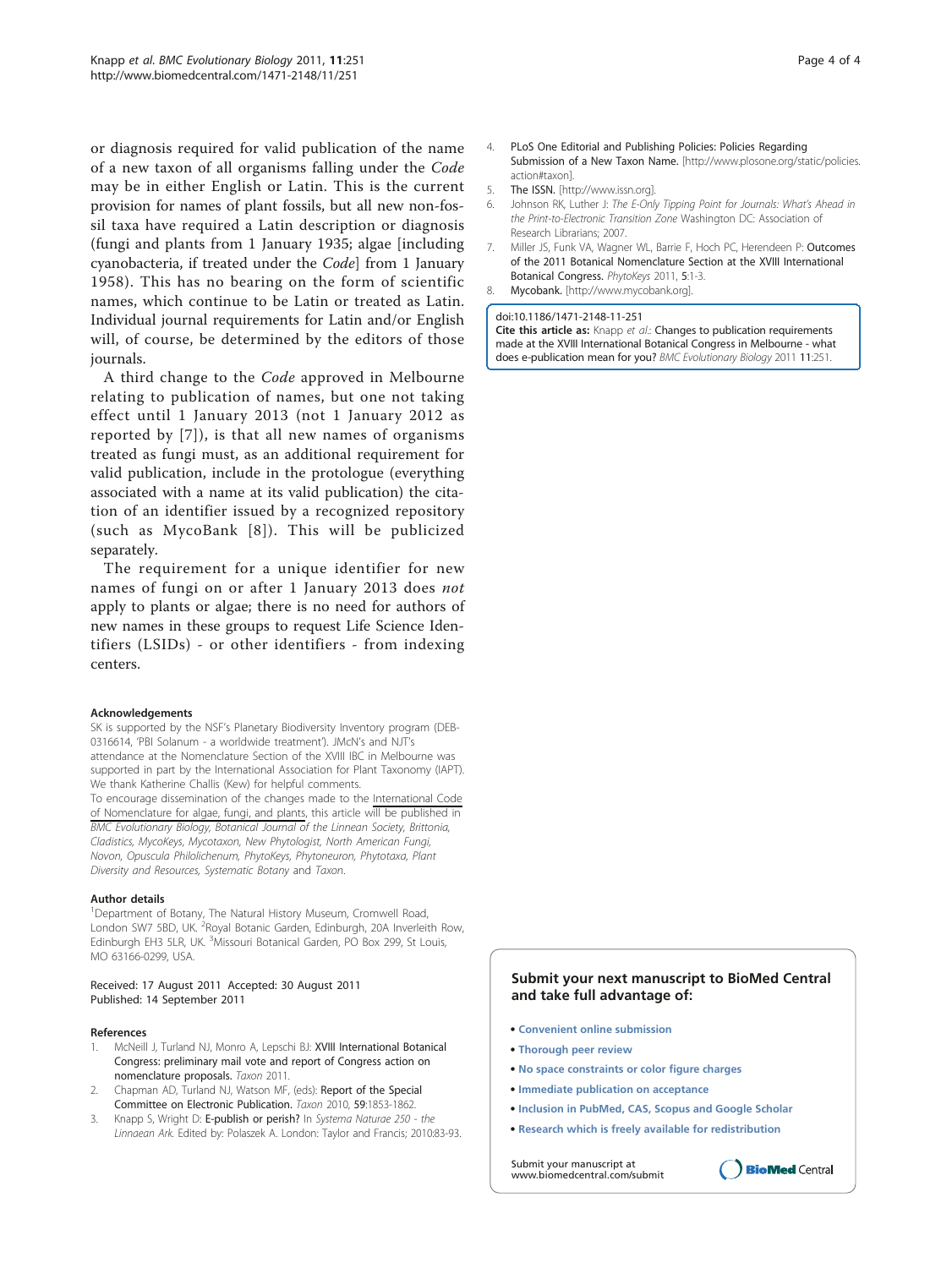or diagnosis required for valid publication of the name of a new taxon of all organisms falling under the *Code* may be in either English or Latin. This is the current provision for names of plant fossils, but all new non-fossil taxa have required a Latin description or diagnosis (fungi and plants from 1 January 1935; algae [including cyanobacteria, if treated under the *Code*] from 1 January 1958). This has no bearing on the form of scientific names, which continue to be Latin or treated as Latin. Individual journal requirements for Latin and/or English will, of course, be determined by the editors of those journals.

A third change to the *Code* approved in Melbourne relating to publication of names, but one not taking effect until 1 January 2013 (not 1 January 2012 as reported by [7]), is that all new names of organisms treated as fungi must, as an additional requirement for valid publication, include in the protologue (everything associated with a name at its valid publication) the citation of an identifier issued by a recognized repository (such as MycoBank [8]). This will be publicized separately.

The requirement for a unique identifier for new names of fungi on or after 1 January 2013 does *not* apply to plants or algae; there is no need for authors of new names in these groups to request Life Science Identifiers (LSIDs) - or other identifiers - from indexing centers.

#### Acknowledgements

SK is supported by the NSF's Planetary Biodiversity Inventory program (DEB-0316614, 'PBI Solanum - a worldwide treatment'). JMcN's and NJT's attendance at the Nomenclature Section of the XVIII IBC in Melbourne was supported in part by the International Association for Plant Taxonomy (IAPT). We thank Katherine Challis (Kew) for helpful comments.

To encourage dissemination of the changes made to the International Code of Nomenclature for algae, fungi, and plants, this article will be published in *BMC Evolutionary Biology, Botanical Journal of the Linnean Society, Brittonia, Cladistics, MycoKeys, Mycotaxon, New Phytologist, North American Fungi, Novon, Opuscula Philolichenum, PhytoKeys, Phytoneuron, Phytotaxa, Plant Diversity and Resources, Systematic Botany* and *Taxon*.

#### Author details

[1]Department of Botany, The Natural History Museum, Cromwell Road, London SW7 5BD, UK. [2]Royal Botanic Garden, Edinburgh, 20A Inverleith Row, Edinburgh EH3 5LR, UK. [3]Missouri Botanical Garden, PO Box 299, St Louis, MO 63166-0299, USA.

Received: 17 August 2011 Accepted: 30 August 2011
Published: 14 September 2011

#### References

1. McNeill J, Turland NJ, Monro A, Lepschi BJ: **XVIII International Botanical Congress: preliminary mail vote and report of Congress action on nomenclature proposals.** *Taxon* 2011.
2. Chapman AD, Turland NJ, Watson MF, (eds): **Report of the Special Committee on Electronic Publication.** *Taxon* 2010, **59**:1853-1862.
3. Knapp S, Wright D: **E-publish or perish?** In *Systema Naturae 250 - the Linnaean Ark.* Edited by: Polaszek A. London: Taylor and Francis; 2010:83-93.
4. **PLoS One Editorial and Publishing Policies: Policies Regarding Submission of a New Taxon Name.** [http://www.plosone.org/static/policies.action#taxon].
5. **The ISSN.** [http://www.issn.org].
6. Johnson RK, Luther J: *The E-Only Tipping Point for Journals: What's Ahead in the Print-to-Electronic Transition Zone* Washington DC: Association of Research Librarians; 2007.
7. Miller JS, Funk VA, Wagner WL, Barrie F, Hoch PC, Herendeen P: **Outcomes of the 2011 Botanical Nomenclature Section at the XVIII International Botanical Congress.** *PhytoKeys* 2011, **5**:1-3.
8. **Mycobank.** [http://www.mycobank.org].

doi:10.1186/1471-2148-11-251
**Cite this article as:** Knapp *et al.*: Changes to publication requirements made at the XVIII International Botanical Congress in Melbourne - what does e-publication mean for you? *BMC Evolutionary Biology* 2011 **11**:251.

**Submit your next manuscript to BioMed Central and take full advantage of:**

- **Convenient online submission**
- **Thorough peer review**
- **No space constraints or color figure charges**
- **Immediate publication on acceptance**
- **Inclusion in PubMed, CAS, Scopus and Google Scholar**
- **Research which is freely available for redistribution**

Submit your manuscript at
www.biomedcentral.com/submit

BioMed Central